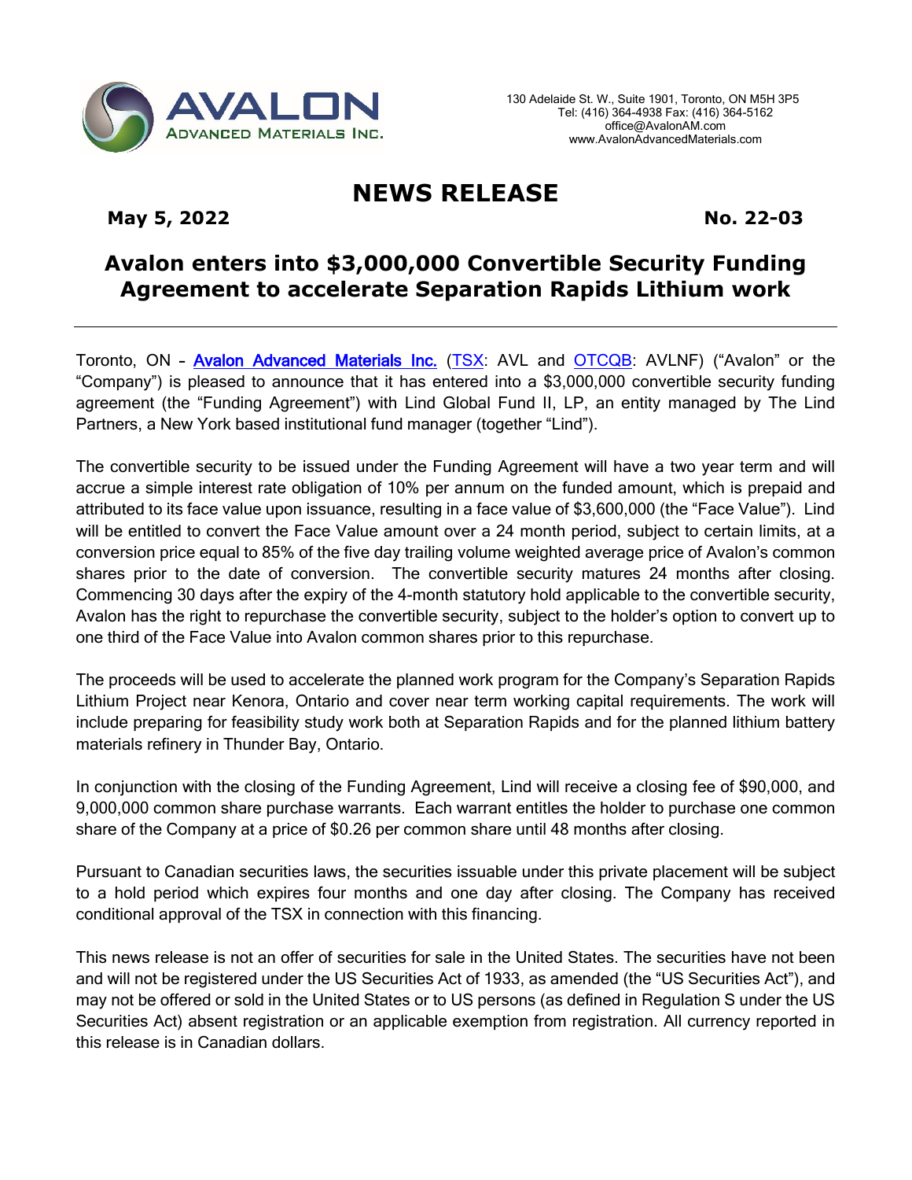AVALON
ADVANCED MATERIALS INC.

130 Adelaide St. W., Suite 1901, Toronto, ON M5H 3P5
Tel: (416) 364-4938 Fax: (416) 364-5162
office@AvalonAM.com
www.AvalonAdvancedMaterials.com

# NEWS RELEASE

**May 5, 2022** **No. 22-03**

## Avalon enters into $3,000,000 Convertible Security Funding Agreement to accelerate Separation Rapids Lithium work

---

Toronto, ON – Avalon Advanced Materials Inc. (TSX: AVL and OTCQB: AVLNF) ("Avalon" or the "Company") is pleased to announce that it has entered into a $3,000,000 convertible security funding agreement (the "Funding Agreement") with Lind Global Fund II, LP, an entity managed by The Lind Partners, a New York based institutional fund manager (together "Lind").

The convertible security to be issued under the Funding Agreement will have a two year term and will accrue a simple interest rate obligation of 10% per annum on the funded amount, which is prepaid and attributed to its face value upon issuance, resulting in a face value of $3,600,000 (the "Face Value"). Lind will be entitled to convert the Face Value amount over a 24 month period, subject to certain limits, at a conversion price equal to 85% of the five day trailing volume weighted average price of Avalon's common shares prior to the date of conversion. The convertible security matures 24 months after closing. Commencing 30 days after the expiry of the 4-month statutory hold applicable to the convertible security, Avalon has the right to repurchase the convertible security, subject to the holder's option to convert up to one third of the Face Value into Avalon common shares prior to this repurchase.

The proceeds will be used to accelerate the planned work program for the Company's Separation Rapids Lithium Project near Kenora, Ontario and cover near term working capital requirements. The work will include preparing for feasibility study work both at Separation Rapids and for the planned lithium battery materials refinery in Thunder Bay, Ontario.

In conjunction with the closing of the Funding Agreement, Lind will receive a closing fee of $90,000, and 9,000,000 common share purchase warrants. Each warrant entitles the holder to purchase one common share of the Company at a price of $0.26 per common share until 48 months after closing.

Pursuant to Canadian securities laws, the securities issuable under this private placement will be subject to a hold period which expires four months and one day after closing. The Company has received conditional approval of the TSX in connection with this financing.

This news release is not an offer of securities for sale in the United States. The securities have not been and will not be registered under the US Securities Act of 1933, as amended (the "US Securities Act"), and may not be offered or sold in the United States or to US persons (as defined in Regulation S under the US Securities Act) absent registration or an applicable exemption from registration. All currency reported in this release is in Canadian dollars.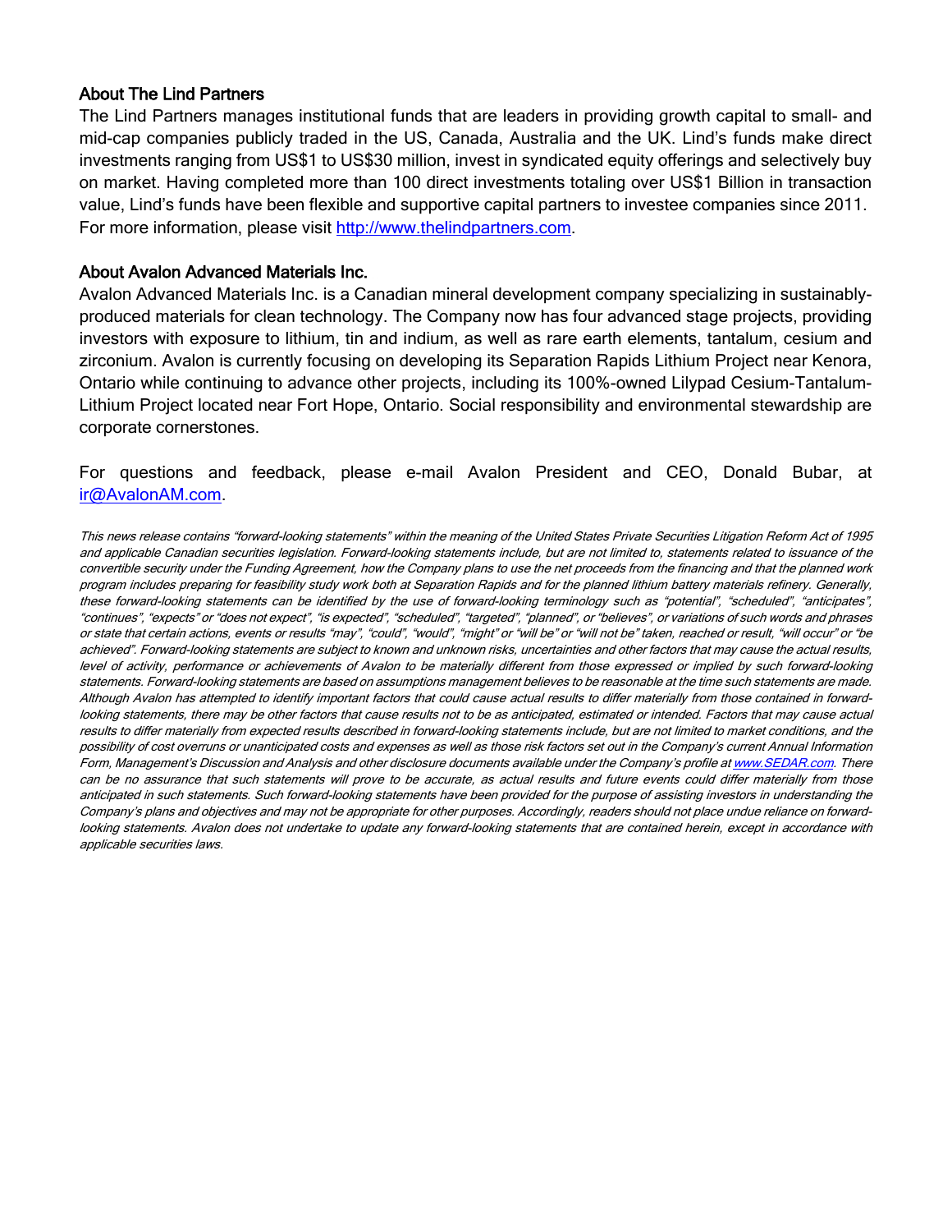**About The Lind Partners**

The Lind Partners manages institutional funds that are leaders in providing growth capital to small- and mid-cap companies publicly traded in the US, Canada, Australia and the UK. Lind's funds make direct investments ranging from US$1 to US$30 million, invest in syndicated equity offerings and selectively buy on market. Having completed more than 100 direct investments totaling over US$1 Billion in transaction value, Lind's funds have been flexible and supportive capital partners to investee companies since 2011. For more information, please visit [http://www.thelindpartners.com](http://www.thelindpartners.com).

**About Avalon Advanced Materials Inc.**

Avalon Advanced Materials Inc. is a Canadian mineral development company specializing in sustainably-produced materials for clean technology. The Company now has four advanced stage projects, providing investors with exposure to lithium, tin and indium, as well as rare earth elements, tantalum, cesium and zirconium. Avalon is currently focusing on developing its Separation Rapids Lithium Project near Kenora, Ontario while continuing to advance other projects, including its 100%-owned Lilypad Cesium-Tantalum-Lithium Project located near Fort Hope, Ontario. Social responsibility and environmental stewardship are corporate cornerstones.

For questions and feedback, please e-mail Avalon President and CEO, Donald Bubar, at [ir@AvalonAM.com](mailto:ir@AvalonAM.com).

*This news release contains "forward-looking statements" within the meaning of the United States Private Securities Litigation Reform Act of 1995 and applicable Canadian securities legislation. Forward-looking statements include, but are not limited to, statements related to issuance of the convertible security under the Funding Agreement, how the Company plans to use the net proceeds from the financing and that the planned work program includes preparing for feasibility study work both at Separation Rapids and for the planned lithium battery materials refinery. Generally, these forward-looking statements can be identified by the use of forward-looking terminology such as "potential", "scheduled", "anticipates", "continues", "expects" or "does not expect", "is expected", "scheduled", "targeted", "planned", or "believes", or variations of such words and phrases or state that certain actions, events or results "may", "could", "would", "might" or "will be" or "will not be" taken, reached or result, "will occur" or "be achieved". Forward-looking statements are subject to known and unknown risks, uncertainties and other factors that may cause the actual results, level of activity, performance or achievements of Avalon to be materially different from those expressed or implied by such forward-looking statements. Forward-looking statements are based on assumptions management believes to be reasonable at the time such statements are made. Although Avalon has attempted to identify important factors that could cause actual results to differ materially from those contained in forward-looking statements, there may be other factors that cause results not to be as anticipated, estimated or intended. Factors that may cause actual results to differ materially from expected results described in forward-looking statements include, but are not limited to market conditions, and the possibility of cost overruns or unanticipated costs and expenses as well as those risk factors set out in the Company's current Annual Information Form, Management's Discussion and Analysis and other disclosure documents available under the Company's profile at [www.SEDAR.com](http://www.SEDAR.com). There can be no assurance that such statements will prove to be accurate, as actual results and future events could differ materially from those anticipated in such statements. Such forward-looking statements have been provided for the purpose of assisting investors in understanding the Company's plans and objectives and may not be appropriate for other purposes. Accordingly, readers should not place undue reliance on forward-looking statements. Avalon does not undertake to update any forward-looking statements that are contained herein, except in accordance with applicable securities laws.*